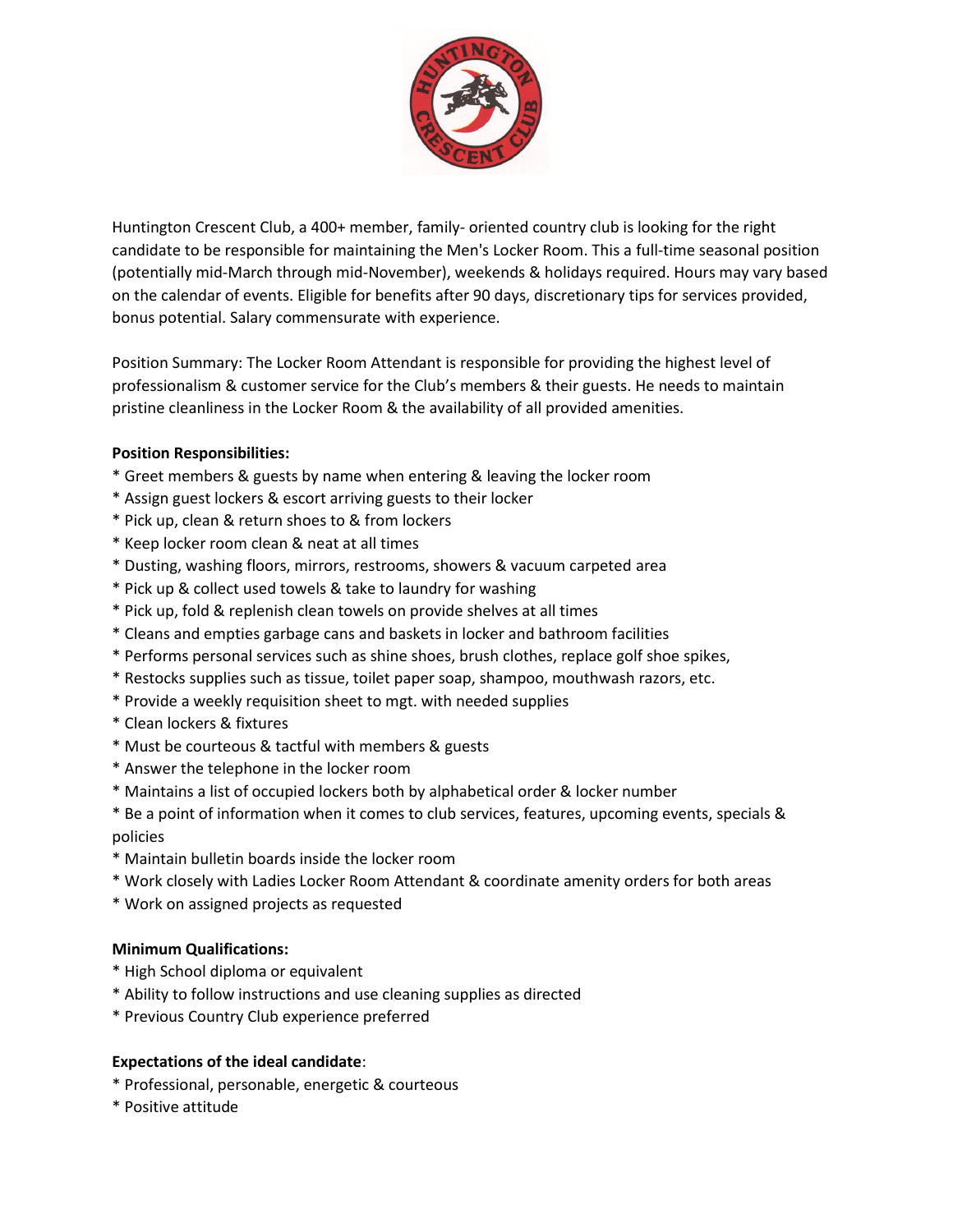Huntington Crescent Club, a 400+ member, family- oriented country club is looking for the right candidate to be responsible for maintaining the Men's Locker Room. This a full-time seasonal position (potentially mid-March through mid-November), weekends & holidays required. Hours may vary based on the calendar of events. Eligible for benefits after 90 days, discretionary tips for services provided, bonus potential. Salary commensurate with experience.

Position Summary: The Locker Room Attendant is responsible for providing the highest level of professionalism & customer service for the Club's members & their guests. He needs to maintain pristine cleanliness in the Locker Room & the availability of all provided amenities.

**Position Responsibilities:**

* Greet members & guests by name when entering & leaving the locker room
* Assign guest lockers & escort arriving guests to their locker
* Pick up, clean & return shoes to & from lockers
* Keep locker room clean & neat at all times
* Dusting, washing floors, mirrors, restrooms, showers & vacuum carpeted area
* Pick up & collect used towels & take to laundry for washing
* Pick up, fold & replenish clean towels on provide shelves at all times
* Cleans and empties garbage cans and baskets in locker and bathroom facilities
* Performs personal services such as shine shoes, brush clothes, replace golf shoe spikes,
* Restocks supplies such as tissue, toilet paper soap, shampoo, mouthwash razors, etc.
* Provide a weekly requisition sheet to mgt. with needed supplies
* Clean lockers & fixtures
* Must be courteous & tactful with members & guests
* Answer the telephone in the locker room
* Maintains a list of occupied lockers both by alphabetical order & locker number
* Be a point of information when it comes to club services, features, upcoming events, specials & policies
* Maintain bulletin boards inside the locker room
* Work closely with Ladies Locker Room Attendant & coordinate amenity orders for both areas
* Work on assigned projects as requested

**Minimum Qualifications:**

* High School diploma or equivalent
* Ability to follow instructions and use cleaning supplies as directed
* Previous Country Club experience preferred

**Expectations of the ideal candidate**:

* Professional, personable, energetic & courteous
* Positive attitude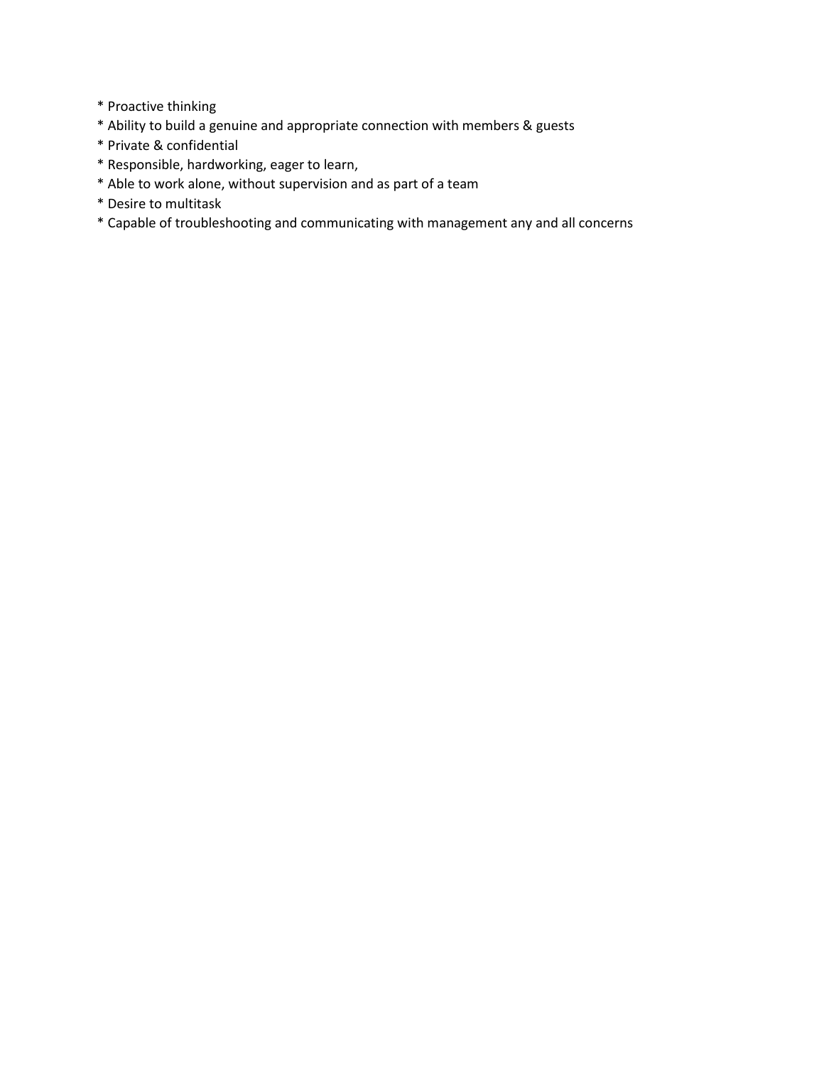* Proactive thinking
* Ability to build a genuine and appropriate connection with members & guests
* Private & confidential
* Responsible, hardworking, eager to learn,
* Able to work alone, without supervision and as part of a team
* Desire to multitask
* Capable of troubleshooting and communicating with management any and all concerns